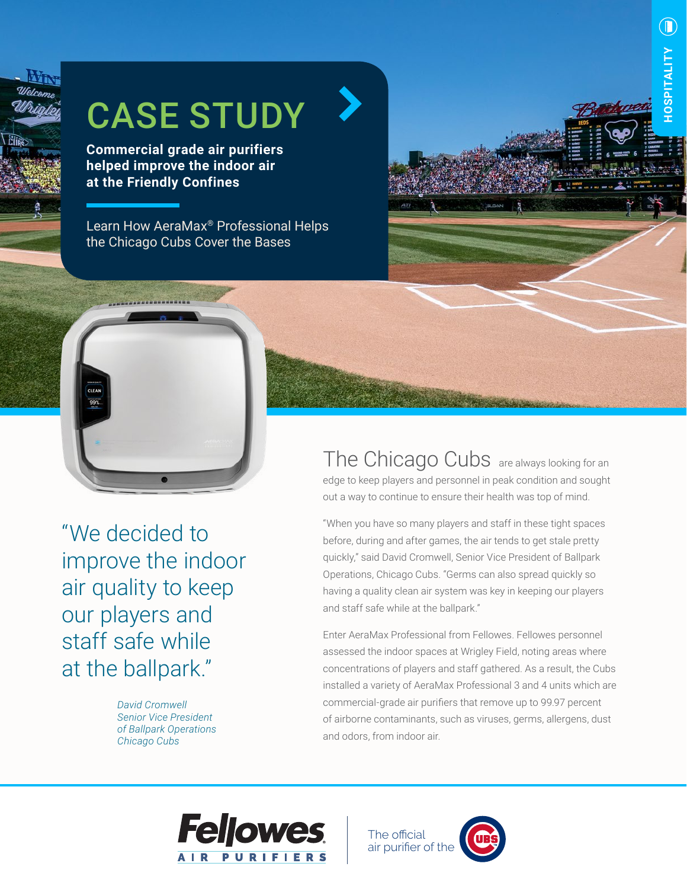HOSPITALITY

# CASE STUDY

**Commercial grade air purifiers helped improve the indoor air at the Friendly Confines**

Learn How AeraMax® Professional Helps the Chicago Cubs Cover the Bases

> "We decided to improve the indoor air quality to keep our players and staff safe while at the ballpark."
>
> *David Cromwell*
> *Senior Vice President of Ballpark Operations*
> *Chicago Cubs*

The Chicago Cubs are always looking for an edge to keep players and personnel in peak condition and sought out a way to continue to ensure their health was top of mind.

"When you have so many players and staff in these tight spaces before, during and after games, the air tends to get stale pretty quickly," said David Cromwell, Senior Vice President of Ballpark Operations, Chicago Cubs. "Germs can also spread quickly so having a quality clean air system was key in keeping our players and staff safe while at the ballpark."

Enter AeraMax Professional from Fellowes. Fellowes personnel assessed the indoor spaces at Wrigley Field, noting areas where concentrations of players and staff gathered. As a result, the Cubs installed a variety of AeraMax Professional 3 and 4 units which are commercial-grade air purifiers that remove up to 99.97 percent of airborne contaminants, such as viruses, germs, allergens, dust and odors, from indoor air.

Fellowes AIR PURIFIERS

The official air purifier of the Cubs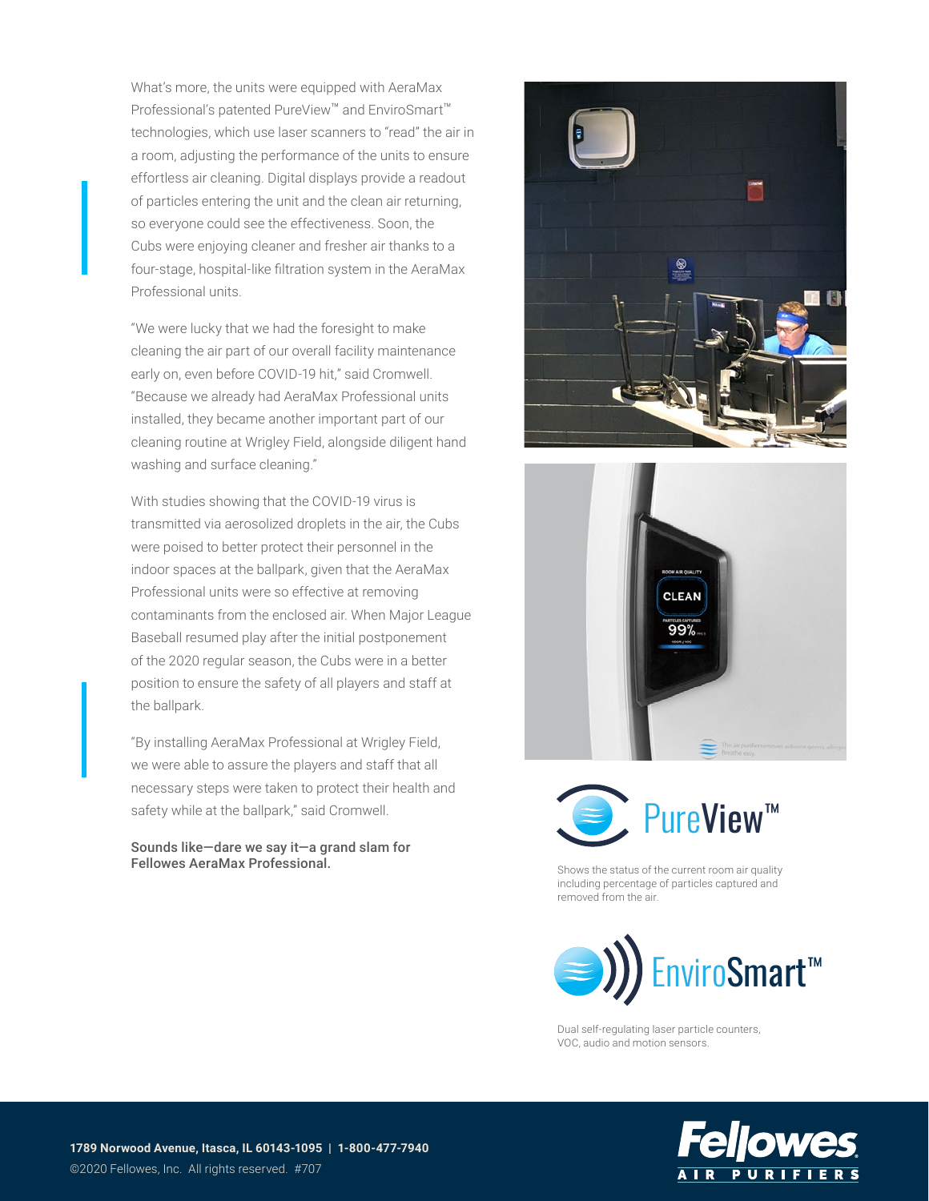What's more, the units were equipped with AeraMax Professional's patented PureView™ and EnviroSmart™ technologies, which use laser scanners to "read" the air in a room, adjusting the performance of the units to ensure effortless air cleaning. Digital displays provide a readout of particles entering the unit and the clean air returning, so everyone could see the effectiveness. Soon, the Cubs were enjoying cleaner and fresher air thanks to a four-stage, hospital-like filtration system in the AeraMax Professional units.

"We were lucky that we had the foresight to make cleaning the air part of our overall facility maintenance early on, even before COVID-19 hit," said Cromwell. "Because we already had AeraMax Professional units installed, they became another important part of our cleaning routine at Wrigley Field, alongside diligent hand washing and surface cleaning."

With studies showing that the COVID-19 virus is transmitted via aerosolized droplets in the air, the Cubs were poised to better protect their personnel in the indoor spaces at the ballpark, given that the AeraMax Professional units were so effective at removing contaminants from the enclosed air. When Major League Baseball resumed play after the initial postponement of the 2020 regular season, the Cubs were in a better position to ensure the safety of all players and staff at the ballpark.

"By installing AeraMax Professional at Wrigley Field, we were able to assure the players and staff that all necessary steps were taken to protect their health and safety while at the ballpark," said Cromwell.

**Sounds like—dare we say it—a grand slam for Fellowes AeraMax Professional.**

PureView™

Shows the status of the current room air quality including percentage of particles captured and removed from the air.

EnviroSmart™

Dual self-regulating laser particle counters, VOC, audio and motion sensors.

**1789 Norwood Avenue, Itasca, IL 60143-1095 | 1-800-477-7940**

©2020 Fellowes, Inc. All rights reserved. #707

Fellowes AIR PURIFIERS